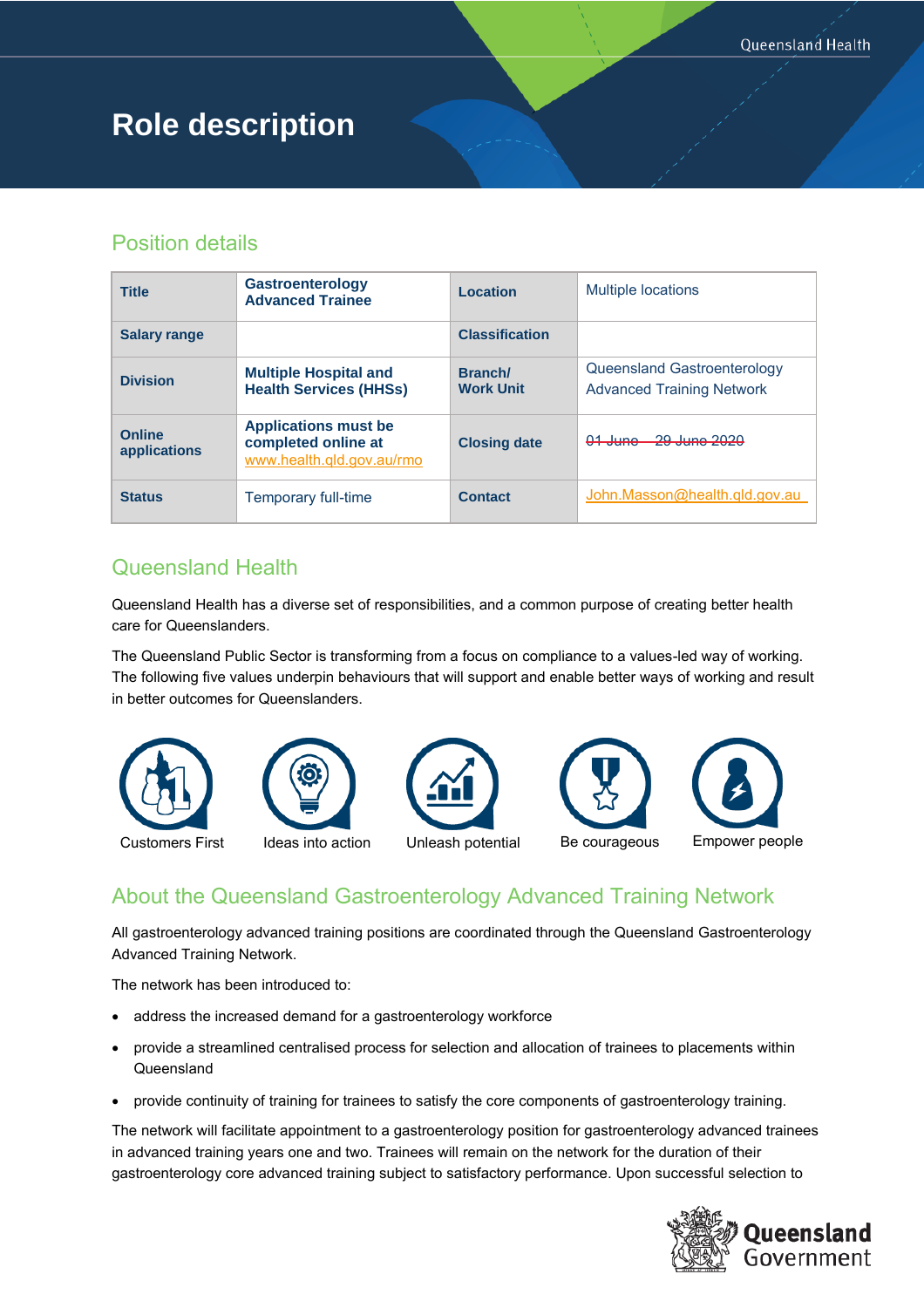# Role description

## Position details

| | | | |
|---|---|---|---|
| **Title** | **Gastroenterology Advanced Trainee** | **Location** | Multiple locations |
| **Salary range** | | **Classification** | |
| **Division** | **Multiple Hospital and Health Services (HHSs)** | **Branch/ Work Unit** | Queensland Gastroenterology Advanced Training Network |
| **Online applications** | **Applications must be completed online at** www.health.qld.gov.au/rmo | **Closing date** | ~~01 June – 29 June 2020~~ |
| **Status** | Temporary full-time | **Contact** | John.Masson@health.qld.gov.au |

## Queensland Health

Queensland Health has a diverse set of responsibilities, and a common purpose of creating better health care for Queenslanders.

The Queensland Public Sector is transforming from a focus on compliance to a values-led way of working. The following five values underpin behaviours that will support and enable better ways of working and result in better outcomes for Queenslanders.

Customers First

Ideas into action

Unleash potential

Be courageous

Empower people

## About the Queensland Gastroenterology Advanced Training Network

All gastroenterology advanced training positions are coordinated through the Queensland Gastroenterology Advanced Training Network.

The network has been introduced to:

- address the increased demand for a gastroenterology workforce
- provide a streamlined centralised process for selection and allocation of trainees to placements within Queensland
- provide continuity of training for trainees to satisfy the core components of gastroenterology training.

The network will facilitate appointment to a gastroenterology position for gastroenterology advanced trainees in advanced training years one and two. Trainees will remain on the network for the duration of their gastroenterology core advanced training subject to satisfactory performance. Upon successful selection to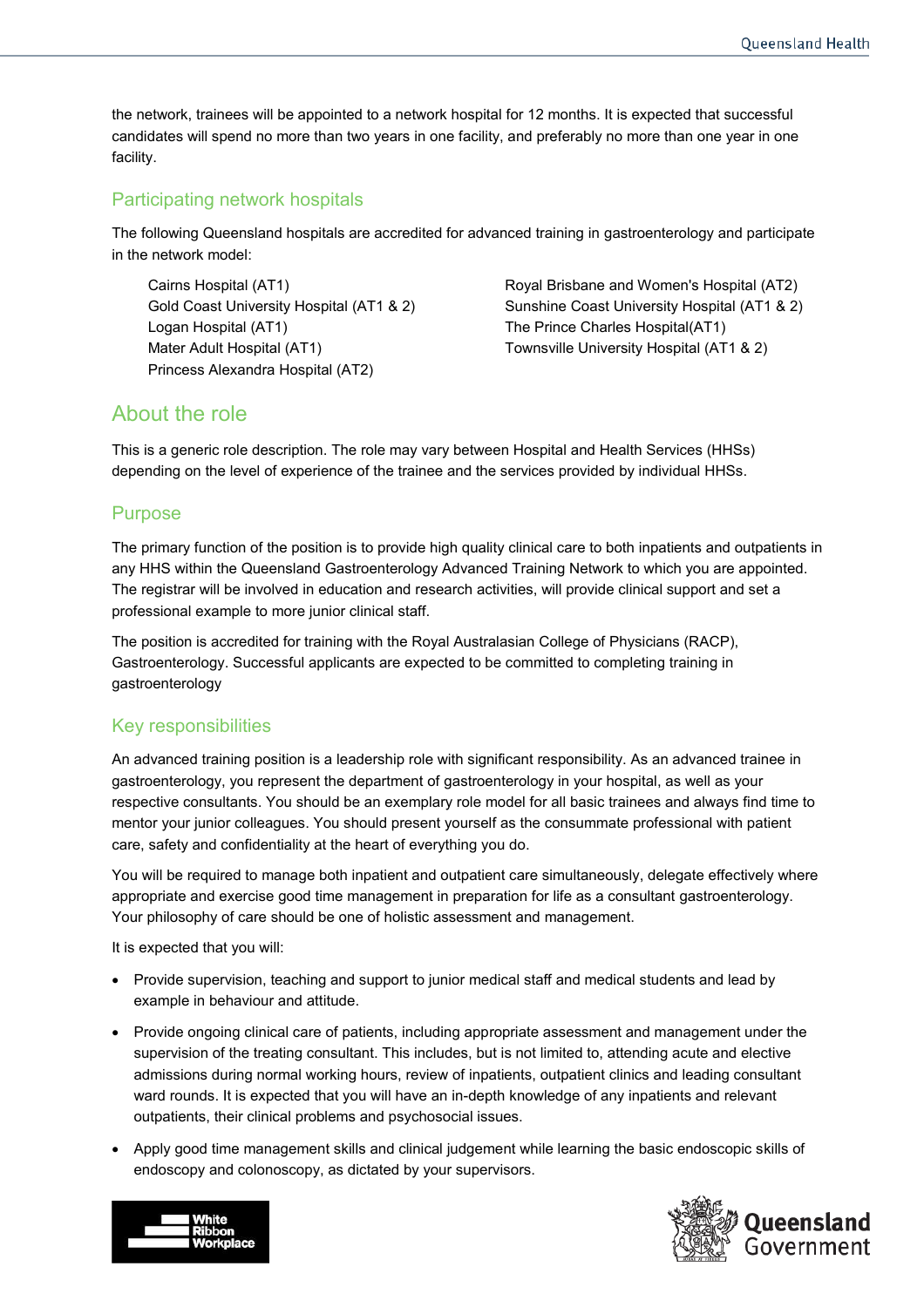the network, trainees will be appointed to a network hospital for 12 months. It is expected that successful candidates will spend no more than two years in one facility, and preferably no more than one year in one facility.

### Participating network hospitals

The following Queensland hospitals are accredited for advanced training in gastroenterology and participate in the network model:

- Cairns Hospital (AT1)
- Gold Coast University Hospital (AT1 & 2)
- Logan Hospital (AT1)
- Mater Adult Hospital (AT1)
- Princess Alexandra Hospital (AT2)
- Royal Brisbane and Women's Hospital (AT2)
- Sunshine Coast University Hospital (AT1 & 2)
- The Prince Charles Hospital(AT1)
- Townsville University Hospital (AT1 & 2)

## About the role

This is a generic role description. The role may vary between Hospital and Health Services (HHSs) depending on the level of experience of the trainee and the services provided by individual HHSs.

### Purpose

The primary function of the position is to provide high quality clinical care to both inpatients and outpatients in any HHS within the Queensland Gastroenterology Advanced Training Network to which you are appointed. The registrar will be involved in education and research activities, will provide clinical support and set a professional example to more junior clinical staff.

The position is accredited for training with the Royal Australasian College of Physicians (RACP), Gastroenterology. Successful applicants are expected to be committed to completing training in gastroenterology

### Key responsibilities

An advanced training position is a leadership role with significant responsibility. As an advanced trainee in gastroenterology, you represent the department of gastroenterology in your hospital, as well as your respective consultants. You should be an exemplary role model for all basic trainees and always find time to mentor your junior colleagues. You should present yourself as the consummate professional with patient care, safety and confidentiality at the heart of everything you do.

You will be required to manage both inpatient and outpatient care simultaneously, delegate effectively where appropriate and exercise good time management in preparation for life as a consultant gastroenterology. Your philosophy of care should be one of holistic assessment and management.

It is expected that you will:

- Provide supervision, teaching and support to junior medical staff and medical students and lead by example in behaviour and attitude.
- Provide ongoing clinical care of patients, including appropriate assessment and management under the supervision of the treating consultant. This includes, but is not limited to, attending acute and elective admissions during normal working hours, review of inpatients, outpatient clinics and leading consultant ward rounds. It is expected that you will have an in-depth knowledge of any inpatients and relevant outpatients, their clinical problems and psychosocial issues.
- Apply good time management skills and clinical judgement while learning the basic endoscopic skills of endoscopy and colonoscopy, as dictated by your supervisors.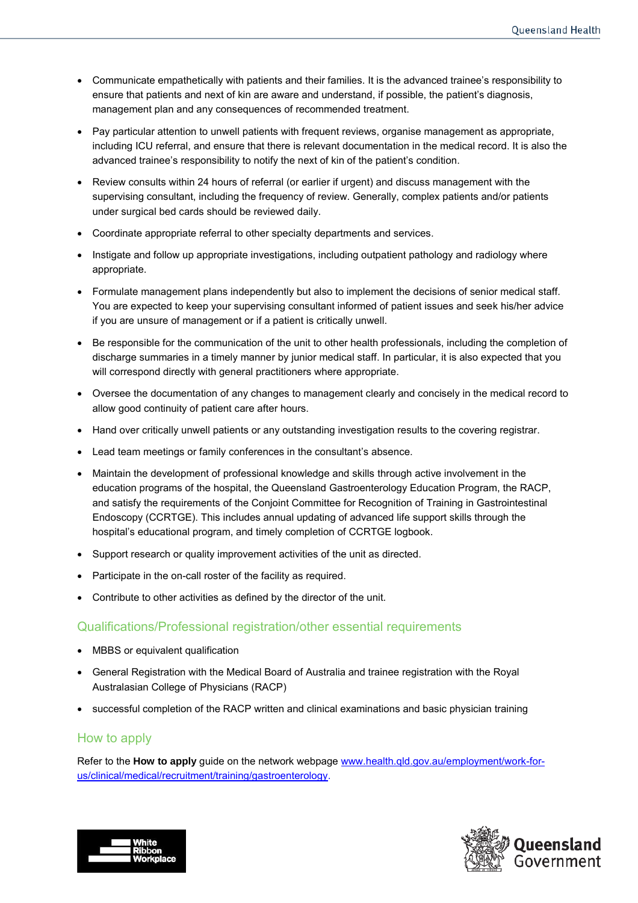- Communicate empathetically with patients and their families. It is the advanced trainee's responsibility to ensure that patients and next of kin are aware and understand, if possible, the patient's diagnosis, management plan and any consequences of recommended treatment.
- Pay particular attention to unwell patients with frequent reviews, organise management as appropriate, including ICU referral, and ensure that there is relevant documentation in the medical record. It is also the advanced trainee's responsibility to notify the next of kin of the patient's condition.
- Review consults within 24 hours of referral (or earlier if urgent) and discuss management with the supervising consultant, including the frequency of review. Generally, complex patients and/or patients under surgical bed cards should be reviewed daily.
- Coordinate appropriate referral to other specialty departments and services.
- Instigate and follow up appropriate investigations, including outpatient pathology and radiology where appropriate.
- Formulate management plans independently but also to implement the decisions of senior medical staff. You are expected to keep your supervising consultant informed of patient issues and seek his/her advice if you are unsure of management or if a patient is critically unwell.
- Be responsible for the communication of the unit to other health professionals, including the completion of discharge summaries in a timely manner by junior medical staff. In particular, it is also expected that you will correspond directly with general practitioners where appropriate.
- Oversee the documentation of any changes to management clearly and concisely in the medical record to allow good continuity of patient care after hours.
- Hand over critically unwell patients or any outstanding investigation results to the covering registrar.
- Lead team meetings or family conferences in the consultant's absence.
- Maintain the development of professional knowledge and skills through active involvement in the education programs of the hospital, the Queensland Gastroenterology Education Program, the RACP, and satisfy the requirements of the Conjoint Committee for Recognition of Training in Gastrointestinal Endoscopy (CCRTGE). This includes annual updating of advanced life support skills through the hospital's educational program, and timely completion of CCRTGE logbook.
- Support research or quality improvement activities of the unit as directed.
- Participate in the on-call roster of the facility as required.
- Contribute to other activities as defined by the director of the unit.

## Qualifications/Professional registration/other essential requirements

- MBBS or equivalent qualification
- General Registration with the Medical Board of Australia and trainee registration with the Royal Australasian College of Physicians (RACP)
- successful completion of the RACP written and clinical examinations and basic physician training

## How to apply

Refer to the **How to apply** guide on the network webpage [www.health.qld.gov.au/employment/work-for-us/clinical/medical/recruitment/training/gastroenterology](www.health.qld.gov.au/employment/work-for-us/clinical/medical/recruitment/training/gastroenterology).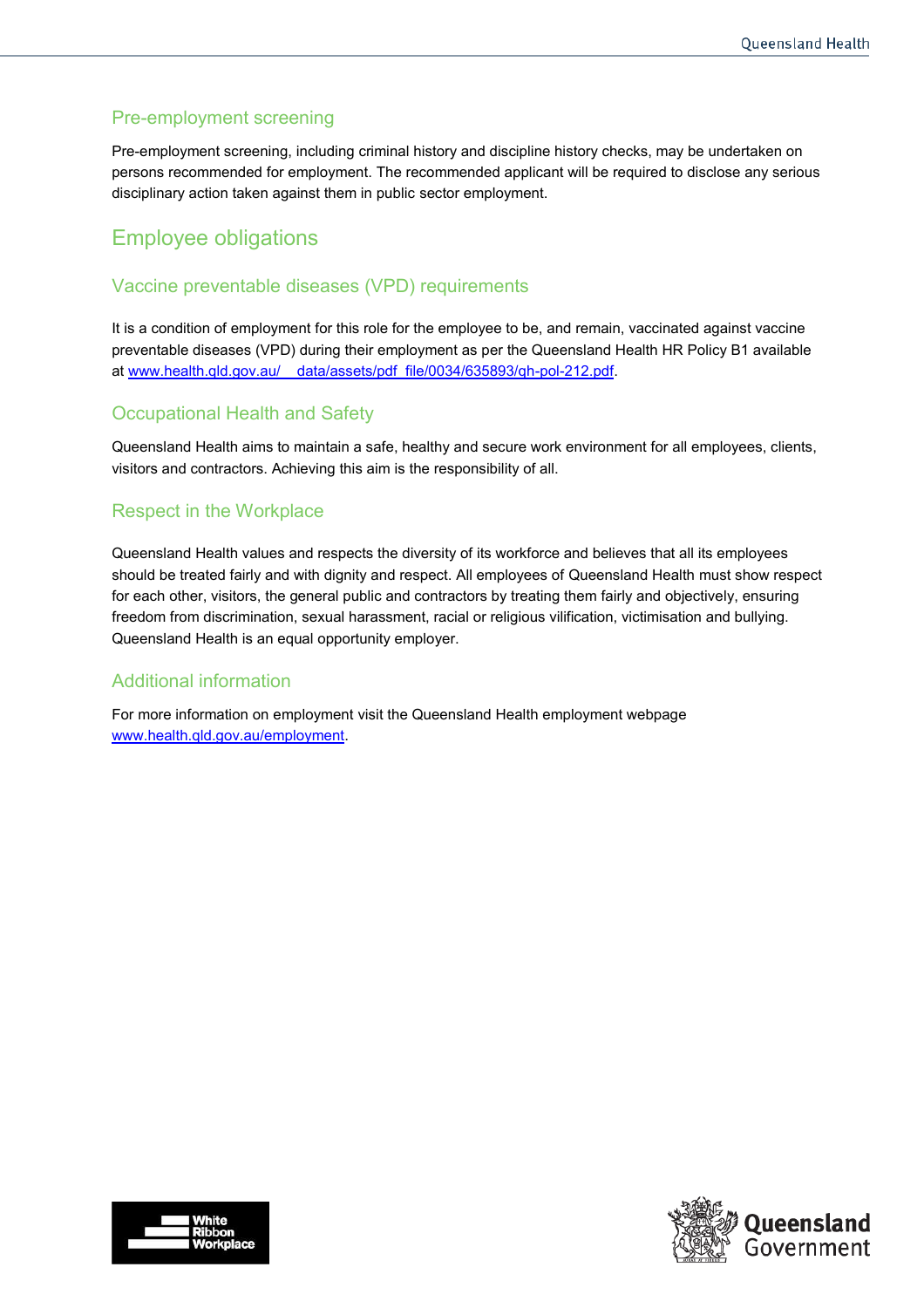### Pre-employment screening

Pre-employment screening, including criminal history and discipline history checks, may be undertaken on persons recommended for employment. The recommended applicant will be required to disclose any serious disciplinary action taken against them in public sector employment.

## Employee obligations

### Vaccine preventable diseases (VPD) requirements

It is a condition of employment for this role for the employee to be, and remain, vaccinated against vaccine preventable diseases (VPD) during their employment as per the Queensland Health HR Policy B1 available at www.health.qld.gov.au/__data/assets/pdf_file/0034/635893/qh-pol-212.pdf.

### Occupational Health and Safety

Queensland Health aims to maintain a safe, healthy and secure work environment for all employees, clients, visitors and contractors. Achieving this aim is the responsibility of all.

### Respect in the Workplace

Queensland Health values and respects the diversity of its workforce and believes that all its employees should be treated fairly and with dignity and respect. All employees of Queensland Health must show respect for each other, visitors, the general public and contractors by treating them fairly and objectively, ensuring freedom from discrimination, sexual harassment, racial or religious vilification, victimisation and bullying. Queensland Health is an equal opportunity employer.

### Additional information

For more information on employment visit the Queensland Health employment webpage www.health.qld.gov.au/employment.

White Ribbon Workplace

Queensland Government